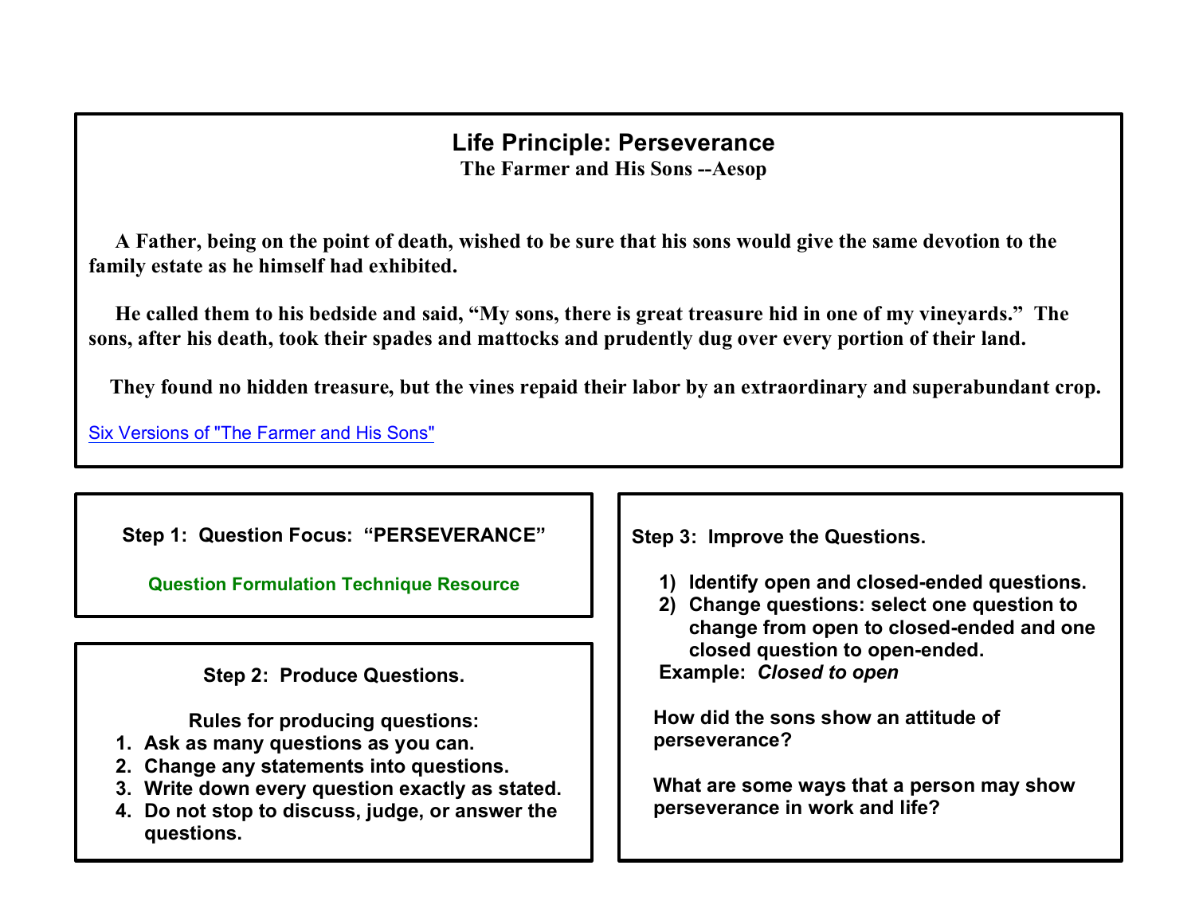## Life Principle: Perseverance

**The Farmer and His Sons --Aesop**

**A Father, being on the point of death, wished to be sure that his sons would give the same devotion to the family estate as he himself had exhibited.**

**He called them to his bedside and said, "My sons, there is great treasure hid in one of my vineyards." The sons, after his death, took their spades and mattocks and prudently dug over every portion of their land.**

**They found no hidden treasure, but the vines repaid their labor by an extraordinary and superabundant crop.**

Six Versions of "The Farmer and His Sons"

### Step 1: Question Focus: "PERSEVERANCE"

Question Formulation Technique Resource

### Step 2: Produce Questions.

**Rules for producing questions:**

1. Ask as many questions as you can.
2. Change any statements into questions.
3. Write down every question exactly as stated.
4. Do not stop to discuss, judge, or answer the questions.

### Step 3: Improve the Questions.

1) Identify open and closed-ended questions.
2) Change questions: select one question to change from open to closed-ended and one closed question to open-ended.

**Example:** ***Closed to open***

**How did the sons show an attitude of perseverance?**

**What are some ways that a person may show perseverance in work and life?**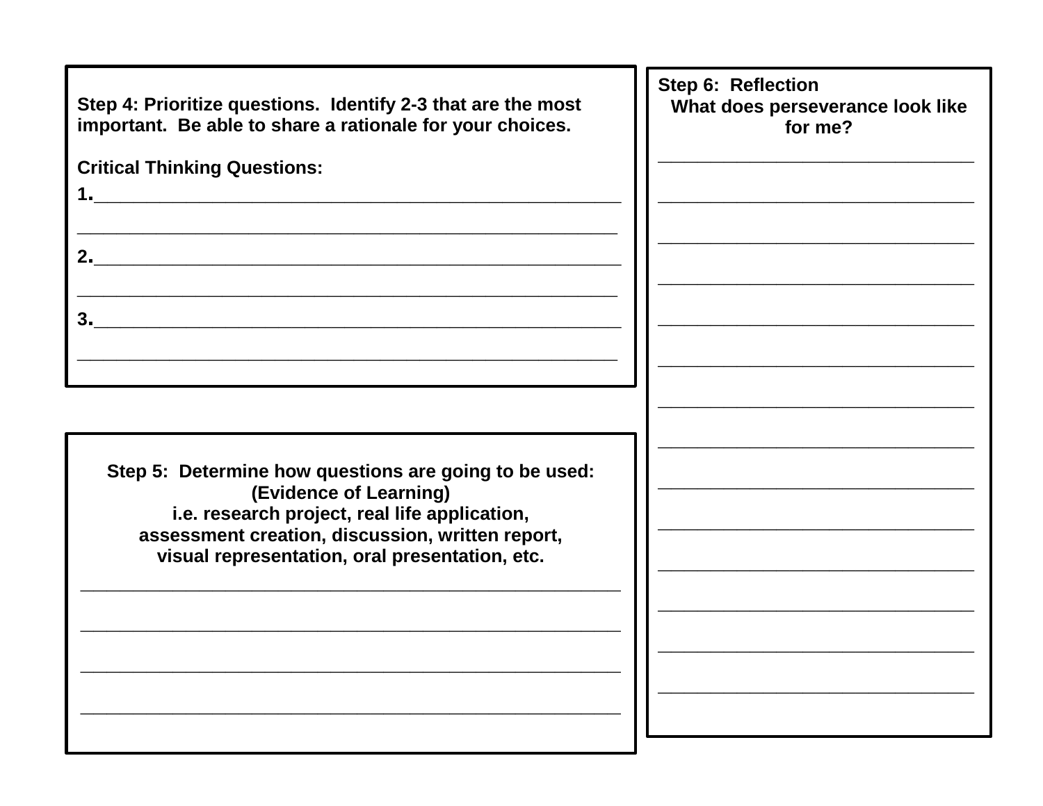**Step 4: Prioritize questions. Identify 2-3 that are the most important. Be able to share a rationale for your choices.**

**Critical Thinking Questions:**

**1.**______________________________________________________

__________________________________________________________

**2.**______________________________________________________

__________________________________________________________

**3.**______________________________________________________

__________________________________________________________

**Step 5: Determine how questions are going to be used: (Evidence of Learning)**
**i.e. research project, real life application, assessment creation, discussion, written report, visual representation, oral presentation, etc.**

__________________________________________________________

__________________________________________________________

__________________________________________________________

__________________________________________________________

**Step 6: Reflection**
**What does perseverance look like for me?**

________________________________

________________________________

________________________________

________________________________

________________________________

________________________________

________________________________

________________________________

________________________________

________________________________

________________________________

________________________________

________________________________

________________________________